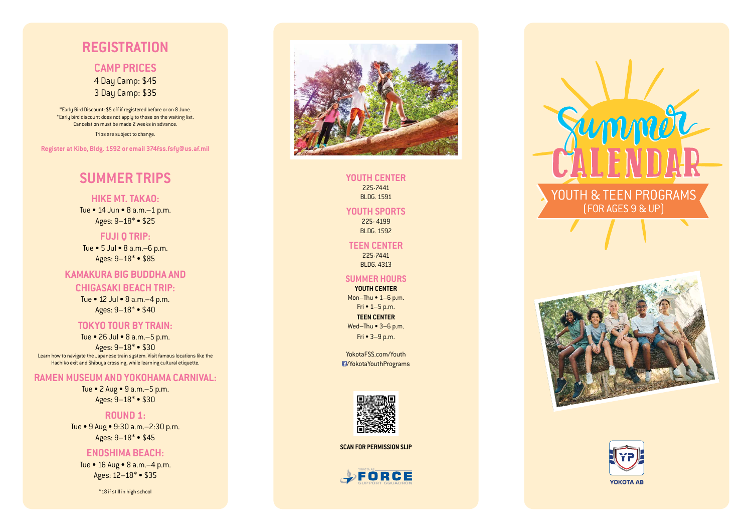## REGISTRATION

### CAMP PRICES

4 Day Camp: $45
3 Day Camp: $35

*Early Bird Discount: $5 off if registered before or on 8 June.
*Early bird discount does not apply to those on the waiting list.
Cancelation must be made 2 weeks in advance.

Trips are subject to change.

**Register at Kibo, Bldg. 1592 or email 374fss.fsfy@us.af.mil**

## SUMMER TRIPS

### HIKE MT. TAKAO:

Tue • 14 Jun • 8 a.m.–1 p.m.
Ages: 9–18* • $25

### FUJI Q TRIP:

Tue • 5 Jul • 8 a.m.–6 p.m.
Ages: 9–18* • $85

### KAMAKURA BIG BUDDHA AND CHIGASAKI BEACH TRIP:

Tue • 12 Jul • 8 a.m.–4 p.m.
Ages: 9–18* • $40

### TOKYO TOUR BY TRAIN:

Tue • 26 Jul • 8 a.m.–5 p.m.
Ages: 9–18* • $30

Learn how to navigate the Japanese train system. Visit famous locations like the Hachiko exit and Shibuya crossing, while learning cultural etiquette.

### RAMEN MUSEUM AND YOKOHAMA CARNIVAL:

Tue • 2 Aug • 9 a.m.–5 p.m.
Ages: 9–18* • $30

### ROUND 1:

Tue • 9 Aug • 9:30 a.m.–2:30 p.m.
Ages: 9–18* • $45

### ENOSHIMA BEACH:

Tue • 16 Aug • 8 a.m.–4 p.m.
Ages: 12–18* • $35

*18 if still in high school

### YOUTH CENTER

225-7441
BLDG. 1591

### YOUTH SPORTS

225- 4199
BLDG. 1592

### TEEN CENTER

225-7441
BLDG. 4313

### SUMMER HOURS

**YOUTH CENTER**
Mon–Thu • 1–6 p.m.
Fri • 1–5 p.m.

**TEEN CENTER**
Wed–Thu • 3–6 p.m.
Fri • 3–9 p.m.

YokotaFSS.com/Youth
/YokotaYouthPrograms

**SCAN FOR PERMISSION SLIP**

YOKOTA AB FORCE SUPPORT SQUADRON

# Summer CALENDAR

## YOUTH & TEEN PROGRAMS (FOR AGES 9 & UP)

YOKOTA AB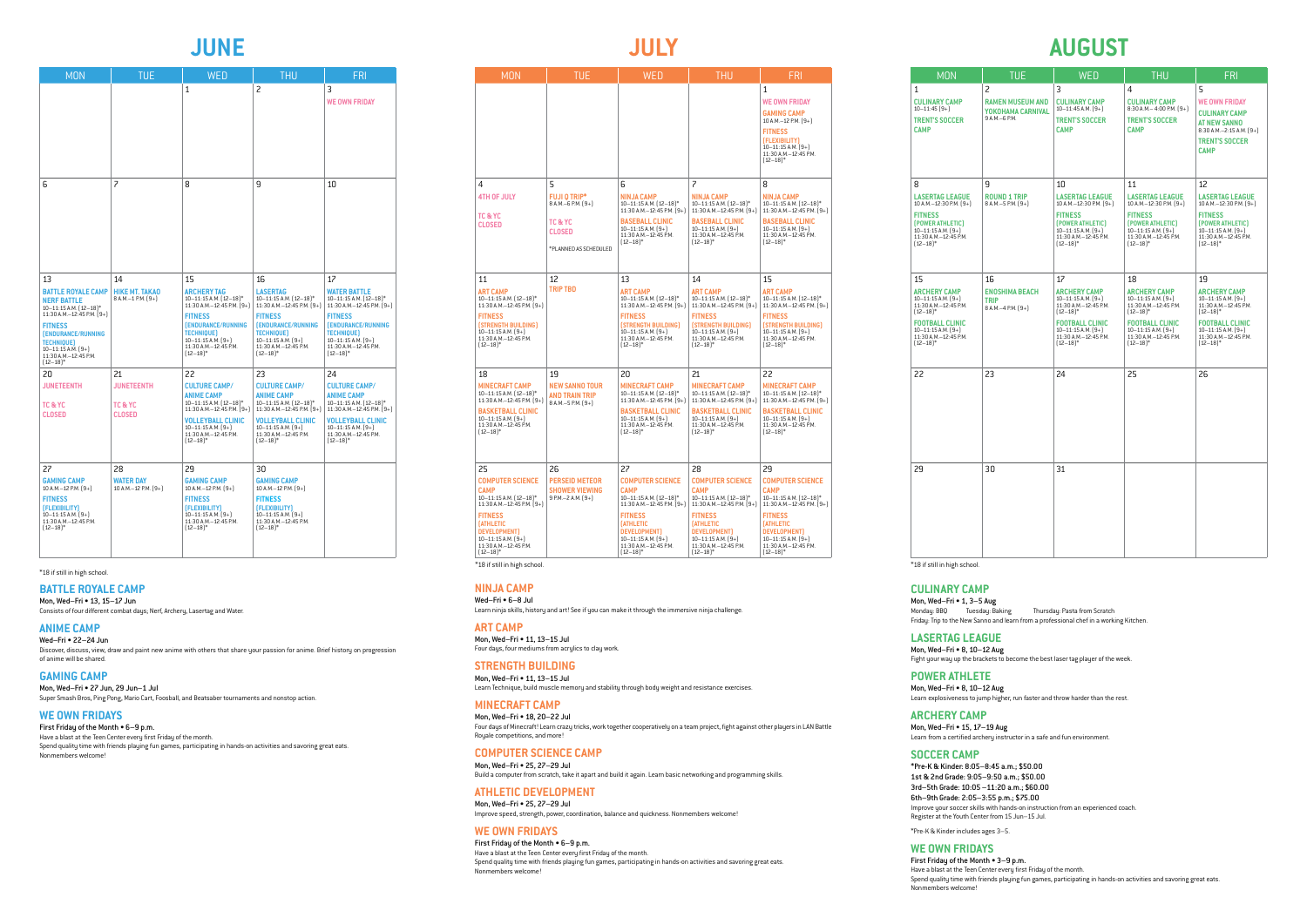# JUNE

| MON | TUE | WED | THU | FRI |
|---|---|---|---|---|
| | | 1 | 2 | 3<br>**WE OWN FRIDAY** |
| 6 | 7 | 8 | 9 | 10 |
| 13<br>**BATTLE ROYALE CAMP NERF BATTLE**<br>10–11:15 A.M. (12–18)*<br>11:30 A.M.–12:45 P.M. (9+)<br>**FITNESS (ENDURANCE/RUNNING TECHNIQUE)**<br>10–11:15 A.M. (9+)<br>11:30 A.M.–12:45 P.M. (12–18)* | 14<br>**HIKE MT. TAKAO**<br>8 A.M.–1 P.M. (9+) | 15<br>**ARCHERY TAG**<br>10–11:15 A.M. (12–18)*<br>11:30 A.M.–12:45 P.M. (9+)<br>**FITNESS (ENDURANCE/RUNNING TECHNIQUE)**<br>10–11:15 A.M. (9+)<br>11:30 A.M.–12:45 P.M. (12–18)* | 16<br>**LASERTAG**<br>10–11:15 A.M. (12–18)*<br>11:30 A.M.–12:45 P.M. (9+)<br>**FITNESS (ENDURANCE/RUNNING TECHNIQUE)**<br>10–11:15 A.M. (9+)<br>11:30 A.M.–12:45 P.M. (12–18)* | 17<br>**WATER BATTLE**<br>10–11:15 A.M. (12–18)*<br>11:30 A.M.–12:45 P.M. (9+)<br>**FITNESS (ENDURANCE/RUNNING TECHNIQUE)**<br>10–11:15 A.M. (9+)<br>11:30 A.M.–12:45 P.M. (12–18)* |
| 20<br>**JUNETEENTH**<br>**TC & YC CLOSED** | 21<br>**JUNETEENTH**<br>**TC & YC CLOSED** | 22<br>**CULTURE CAMP/ ANIME CAMP**<br>10–11:15 A.M. (12–18)*<br>11:30 A.M.–12:45 P.M. (9+)<br>**VOLLEYBALL CLINIC**<br>10–11:15 A.M. (9+)<br>11:30 A.M.–12:45 P.M. (12–18)* | 23<br>**CULTURE CAMP/ ANIME CAMP**<br>10–11:15 A.M. (12–18)*<br>11:30 A.M.–12:45 P.M. (9+)<br>**VOLLEYBALL CLINIC**<br>10–11:15 A.M. (9+)<br>11:30 A.M.–12:45 P.M. (12–18)* | 24<br>**CULTURE CAMP/ ANIME CAMP**<br>10–11:15 A.M. (12–18)*<br>11:30 A.M.–12:45 P.M. (9+)<br>**VOLLEYBALL CLINIC**<br>10–11:15 A.M. (9+)<br>11:30 A.M.–12:45 P.M. (12–18)* |
| 27<br>**GAMING CAMP**<br>10 A.M.–12 P.M. (9+)<br>**FITNESS (FLEXIBILITY)**<br>10–11:15 A.M. (9+)<br>11:30 A.M.–12:45 P.M. (12–18)* | 28<br>**WATER DAY**<br>10 A.M.–12 P.M. (9+) | 29<br>**GAMING CAMP**<br>10 A.M.–12 P.M. (9+)<br>**FITNESS (FLEXIBILITY)**<br>10–11:15 A.M. (9+)<br>11:30 A.M.–12:45 P.M. (12–18)* | 30<br>**GAMING CAMP**<br>10 A.M.–12 P.M. (9+)<br>**FITNESS (FLEXIBILITY)**<br>10–11:15 A.M. (9+)<br>11:30 A.M.–12:45 P.M. (12–18)* | |

*18 if still in high school.

## BATTLE ROYALE CAMP

Mon, Wed–Fri • 13, 15–17 Jun

Consists of four different combat days; Nerf, Archery, Lasertag and Water.

## ANIME CAMP

Wed–Fri • 22–24 Jun

Discover, discuss, view, draw and paint new anime with others that share your passion for anime. Brief history on progression of anime will be shared.

## GAMING CAMP

Mon, Wed–Fri • 27 Jun, 29 Jun–1 Jul

Super Smash Bros, Ping Pong, Mario Cart, Foosball, and Beatsaber tournaments and nonstop action.

## WE OWN FRIDAYS

First Friday of the Month • 6–9 p.m.

Have a blast at the Teen Center every first Friday of the month.

Spend quality time with friends playing fun games, participating in hands-on activities and savoring great eats.

Nonmembers welcome!

# JULY

| MON | TUE | WED | THU | FRI |
|---|---|---|---|---|
| | | | | 1<br>**WE OWN FRIDAY**<br>**GAMING CAMP**<br>10 A.M.–12 P.M. (9+)<br>**FITNESS (FLEXIBILITY)**<br>10–11:15 A.M. (9+)<br>11:30 A.M.–12:45 P.M. (12–18)* |
| 4<br>**4TH OF JULY**<br>**TC & YC CLOSED** | 5<br>**FUJI Q TRIP***<br>8 A.M.–6 P.M. (9+)<br>**TC & YC CLOSED**<br>*PLANNED AS SCHEDULED | 6<br>**NINJA CAMP**<br>10–11:15 A.M. (12–18)*<br>11:30 A.M.–12:45 P.M. (9+)<br>**BASEBALL CLINIC**<br>10–11:15 A.M. (9+)<br>11:30 A.M.–12:45 P.M. (12–18)* | 7<br>**NINJA CAMP**<br>10–11:15 A.M. (12–18)*<br>11:30 A.M.–12:45 P.M. (9+)<br>**BASEBALL CLINIC**<br>10–11:15 A.M. (9+)<br>11:30 A.M.–12:45 P.M. (12–18)* | 8<br>**NINJA CAMP**<br>10–11:15 A.M. (12–18)*<br>11:30 A.M.–12:45 P.M. (9+)<br>**BASEBALL CLINIC**<br>10–11:15 A.M. (9+)<br>11:30 A.M.–12:45 P.M. (12–18)* |
| 11<br>**ART CAMP**<br>10–11:15 A.M. (12–18)*<br>11:30 A.M.–12:45 P.M. (9+)<br>**FITNESS (STRENGTH BUILDING)**<br>10–11:15 A.M. (9+)<br>11:30 A.M.–12:45 P.M. (12–18)* | 12<br>**TRIP TBD** | 13<br>**ART CAMP**<br>10–11:15 A.M. (12–18)*<br>11:30 A.M.–12:45 P.M. (9+)<br>**FITNESS (STRENGTH BUILDING)**<br>10–11:15 A.M. (9+)<br>11:30 A.M.–12:45 P.M. (12–18)* | 14<br>**ART CAMP**<br>10–11:15 A.M. (12–18)*<br>11:30 A.M.–12:45 P.M. (9+)<br>**FITNESS (STRENGTH BUILDING)**<br>10–11:15 A.M. (9+)<br>11:30 A.M.–12:45 P.M. (12–18)* | 15<br>**ART CAMP**<br>10–11:15 A.M. (12–18)*<br>11:30 A.M.–12:45 P.M. (9+)<br>**FITNESS (STRENGTH BUILDING)**<br>10–11:15 A.M. (9+)<br>11:30 A.M.–12:45 P.M. (12–18)* |
| 18<br>**MINECRAFT CAMP**<br>10–11:15 A.M. (12–18)*<br>11:30 A.M.–12:45 P.M. (9+)<br>**BASKETBALL CLINIC**<br>10–11:15 A.M. (9+)<br>11:30 A.M.–12:45 P.M. (12–18)* | 19<br>**NEW SANNO TOUR AND TRAIN TRIP**<br>8 A.M.–5 P.M. (9+) | 20<br>**MINECRAFT CAMP**<br>10–11:15 A.M. (12–18)*<br>11:30 A.M.–12:45 P.M. (9+)<br>**BASKETBALL CLINIC**<br>10–11:15 A.M. (9+)<br>11:30 A.M.–12:45 P.M. (12–18)* | 21<br>**MINECRAFT CAMP**<br>10–11:15 A.M. (12–18)*<br>11:30 A.M.–12:45 P.M. (9+)<br>**BASKETBALL CLINIC**<br>10–11:15 A.M. (9+)<br>11:30 A.M.–12:45 P.M. (12–18)* | 22<br>**MINECRAFT CAMP**<br>10–11:15 A.M. (12–18)*<br>11:30 A.M.–12:45 P.M. (9+)<br>**BASKETBALL CLINIC**<br>10–11:15 A.M. (9+)<br>11:30 A.M.–12:45 P.M. (12–18)* |
| 25<br>**COMPUTER SCIENCE CAMP**<br>10–11:15 A.M. (12–18)*<br>11:30 A.M.–12:45 P.M. (9+)<br>**FITNESS (ATHLETIC DEVELOPMENT)**<br>10–11:15 A.M. (9+)<br>11:30 A.M.–12:45 P.M. (12–18)* | 26<br>**PERSEID METEOR SHOWER VIEWING**<br>9 P.M.–2 A.M. (9+) | 27<br>**COMPUTER SCIENCE CAMP**<br>10–11:15 A.M. (12–18)*<br>11:30 A.M.–12:45 P.M. (9+)<br>**FITNESS (ATHLETIC DEVELOPMENT)**<br>10–11:15 A.M. (9+)<br>11:30 A.M.–12:45 P.M. (12–18)* | 28<br>**COMPUTER SCIENCE CAMP**<br>10–11:15 A.M. (12–18)*<br>11:30 A.M.–12:45 P.M. (9+)<br>**FITNESS (ATHLETIC DEVELOPMENT)**<br>10–11:15 A.M. (9+)<br>11:30 A.M.–12:45 P.M. (12–18)* | 29<br>**COMPUTER SCIENCE CAMP**<br>10–11:15 A.M. (12–18)*<br>11:30 A.M.–12:45 P.M. (9+)<br>**FITNESS (ATHLETIC DEVELOPMENT)**<br>10–11:15 A.M. (9+)<br>11:30 A.M.–12:45 P.M. (12–18)* |

*18 if still in high school.

## NINJA CAMP

Wed–Fri • 6–8 Jul

Learn ninja skills, history and art! See if you can make it through the immersive ninja challenge.

## ART CAMP

Mon, Wed–Fri • 11, 13–15 Jul

Four days, four mediums from acrylics to clay work.

## STRENGTH BUILDING

Mon, Wed–Fri • 11, 13–15 Jul

Learn Technique, build muscle memory and stability through body weight and resistance exercises.

## MINECRAFT CAMP

Mon, Wed–Fri • 18, 20–22 Jul

Four days of Minecraft! Learn crazy tricks, work together cooperatively on a team project, fight against other players in LAN Battle Royale competitions, and more!

## COMPUTER SCIENCE CAMP

Mon, Wed–Fri • 25, 27–29 Jul

Build a computer from scratch, take it apart and build it again. Learn basic networking and programming skills.

## ATHLETIC DEVELOPMENT

Mon, Wed–Fri • 25, 27–29 Jul

Improve speed, strength, power, coordination, balance and quickness. Nonmembers welcome!

## WE OWN FRIDAYS

First Friday of the Month • 6–9 p.m.

Have a blast at the Teen Center every first Friday of the month.

Spend quality time with friends playing fun games, participating in hands-on activities and savoring great eats.

Nonmembers welcome!

# AUGUST

| MON | TUE | WED | THU | FRI |
|---|---|---|---|---|
| 1<br>**CULINARY CAMP**<br>10–11:45 (9+)<br>**TRENT'S SOCCER CAMP** | 2<br>**RAMEN MUSEUM AND YOKOHAMA CARNIVAL**<br>9 A.M.–6 P.M. | 3<br>**CULINARY CAMP**<br>10–11:45 A.M. (9+)<br>**TRENT'S SOCCER CAMP** | 4<br>**CULINARY CAMP**<br>8:30 A.M.–4:00 P.M. (9+)<br>**TRENT'S SOCCER CAMP** | 5<br>**WE OWN FRIDAY**<br>**CULINARY CAMP AT NEW SANNO**<br>8:30 A.M.–2:15 A.M. (9+)<br>**TRENT'S SOCCER CAMP** |
| 8<br>**LASERTAG LEAGUE**<br>10 A.M.–12:30 P.M. (9+)<br>**FITNESS (POWER ATHLETIC)**<br>10–11:15 A.M. (9+)<br>11:30 A.M.–12:45 P.M. (12–18)* | 9<br>**ROUND 1 TRIP**<br>8 A.M.–5 P.M. (9+) | 10<br>**LASERTAG LEAGUE**<br>10 A.M.–12:30 P.M. (9+)<br>**FITNESS (POWER ATHLETIC)**<br>10–11:15 A.M. (9+)<br>11:30 A.M.–12:45 P.M. (12–18)* | 11<br>**LASERTAG LEAGUE**<br>10 A.M.–12:30 P.M. (9+)<br>**FITNESS (POWER ATHLETIC)**<br>10–11:15 A.M. (9+)<br>11:30 A.M.–12:45 P.M. (12–18)* | 12<br>**LASERTAG LEAGUE**<br>10 A.M.–12:30 P.M. (9+)<br>**FITNESS (POWER ATHLETIC)**<br>10–11:15 A.M. (9+)<br>11:30 A.M.–12:45 P.M. (12–18)* |
| 15<br>**ARCHERY CAMP**<br>10–11:15 A.M. (9+)<br>11:30 A.M.–12:45 P.M. (12–18)*<br>**FOOTBALL CLINIC**<br>10–11:15 A.M. (9+)<br>11:30 A.M.–12:45 P.M. (12–18)* | 16<br>**ENOSHIMA BEACH TRIP**<br>8 A.M.–4 P.M. (9+) | 17<br>**ARCHERY CAMP**<br>10–11:15 A.M. (9+)<br>11:30 A.M.–12:45 P.M. (12–18)*<br>**FOOTBALL CLINIC**<br>10–11:15 A.M. (9+)<br>11:30 A.M.–12:45 P.M. (12–18)* | 18<br>**ARCHERY CAMP**<br>10–11:15 A.M. (9+)<br>11:30 A.M.–12:45 P.M. (12–18)*<br>**FOOTBALL CLINIC**<br>10–11:15 A.M. (9+)<br>11:30 A.M.–12:45 P.M. (12–18)* | 19<br>**ARCHERY CAMP**<br>10–11:15 A.M. (9+)<br>11:30 A.M.–12:45 P.M. (12–18)*<br>**FOOTBALL CLINIC**<br>10–11:15 A.M. (9+)<br>11:30 A.M.–12:45 P.M. (12–18)* |
| 22 | 23 | 24 | 25 | 26 |
| 29 | 30 | 31 | | |

*18 if still in high school.

## CULINARY CAMP

Mon, Wed–Fri • 1, 3–5 Aug

Monday: BBQ Tuesday: Baking Thursday: Pasta from Scratch

Friday: Trip to the New Sanno and learn from a professional chef in a working Kitchen.

## LASERTAG LEAGUE

Mon, Wed–Fri • 8, 10–12 Aug

Fight your way up the brackets to become the best laser tag player of the week.

## POWER ATHLETE

Mon, Wed–Fri • 8, 10–12 Aug

Learn explosiveness to jump higher, run faster and throw harder than the rest.

## ARCHERY CAMP

Mon, Wed–Fri • 15, 17–19 Aug

Learn from a certified archery instructor in a safe and fun environment.

## SOCCER CAMP

*Pre-K & Kinder: 8:05–8:45 a.m.; $50.00

1st & 2nd Grade: 9:05–9:50 a.m.; $50.00

3rd–5th Grade: 10:05 –11:20 a.m.; $60.00

6th–9th Grade: 2:05–3:55 p.m.; $75.00

Improve your soccer skills with hands-on instruction from an experienced coach.

Register at the Youth Center from 15 Jun–15 Jul.

*Pre-K & Kinder includes ages 3–5.

## WE OWN FRIDAYS

First Friday of the Month • 3–9 p.m.

Have a blast at the Teen Center every first Friday of the month.

Spend quality time with friends playing fun games, participating in hands-on activities and savoring great eats.

Nonmembers welcome!